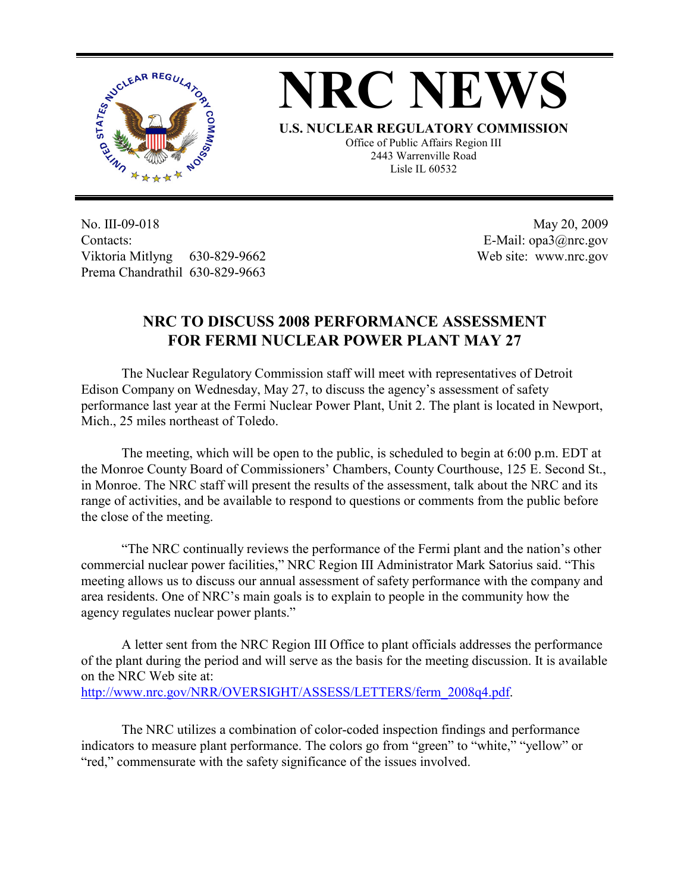# NRC NEWS

**U.S. NUCLEAR REGULATORY COMMISSION**
Office of Public Affairs Region III
2443 Warrenville Road
Lisle IL 60532

No. III-09-018
Contacts:
Viktoria Mitlyng 630-829-9662
Prema Chandrathil 630-829-9663

May 20, 2009
E-Mail: opa3@nrc.gov
Web site: www.nrc.gov

## NRC TO DISCUSS 2008 PERFORMANCE ASSESSMENT FOR FERMI NUCLEAR POWER PLANT MAY 27

The Nuclear Regulatory Commission staff will meet with representatives of Detroit Edison Company on Wednesday, May 27, to discuss the agency's assessment of safety performance last year at the Fermi Nuclear Power Plant, Unit 2. The plant is located in Newport, Mich., 25 miles northeast of Toledo.

The meeting, which will be open to the public, is scheduled to begin at 6:00 p.m. EDT at the Monroe County Board of Commissioners' Chambers, County Courthouse, 125 E. Second St., in Monroe. The NRC staff will present the results of the assessment, talk about the NRC and its range of activities, and be available to respond to questions or comments from the public before the close of the meeting.

"The NRC continually reviews the performance of the Fermi plant and the nation's other commercial nuclear power facilities," NRC Region III Administrator Mark Satorius said. "This meeting allows us to discuss our annual assessment of safety performance with the company and area residents. One of NRC's main goals is to explain to people in the community how the agency regulates nuclear power plants."

A letter sent from the NRC Region III Office to plant officials addresses the performance of the plant during the period and will serve as the basis for the meeting discussion. It is available on the NRC Web site at:
http://www.nrc.gov/NRR/OVERSIGHT/ASSESS/LETTERS/ferm_2008q4.pdf.

The NRC utilizes a combination of color-coded inspection findings and performance indicators to measure plant performance. The colors go from "green" to "white," "yellow" or "red," commensurate with the safety significance of the issues involved.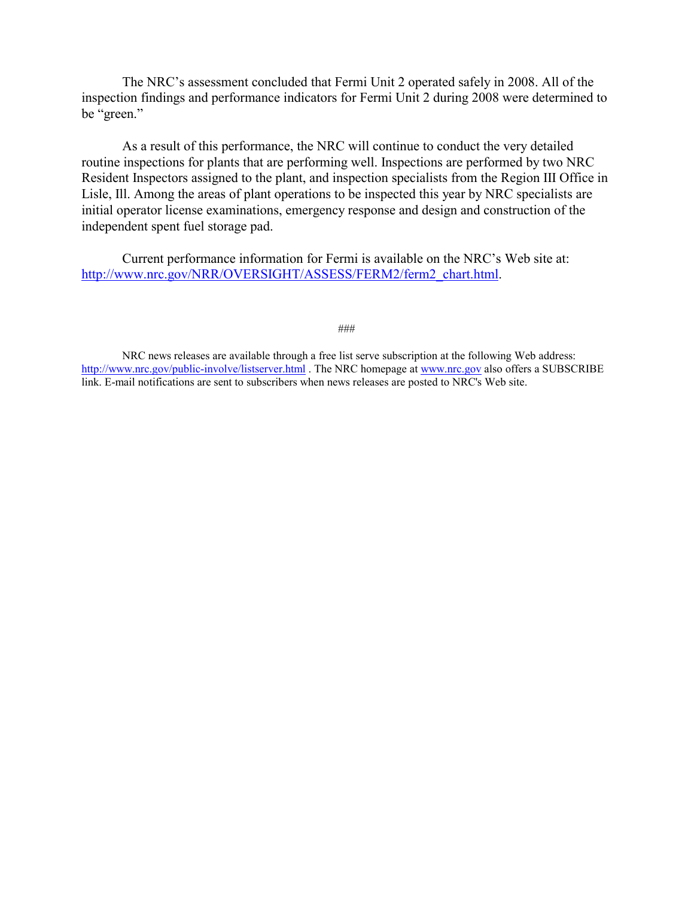The NRC's assessment concluded that Fermi Unit 2 operated safely in 2008. All of the inspection findings and performance indicators for Fermi Unit 2 during 2008 were determined to be "green."

As a result of this performance, the NRC will continue to conduct the very detailed routine inspections for plants that are performing well. Inspections are performed by two NRC Resident Inspectors assigned to the plant, and inspection specialists from the Region III Office in Lisle, Ill. Among the areas of plant operations to be inspected this year by NRC specialists are initial operator license examinations, emergency response and design and construction of the independent spent fuel storage pad.

Current performance information for Fermi is available on the NRC's Web site at: http://www.nrc.gov/NRR/OVERSIGHT/ASSESS/FERM2/ferm2_chart.html.

###

NRC news releases are available through a free list serve subscription at the following Web address: http://www.nrc.gov/public-involve/listserver.html . The NRC homepage at www.nrc.gov also offers a SUBSCRIBE link. E-mail notifications are sent to subscribers when news releases are posted to NRC's Web site.